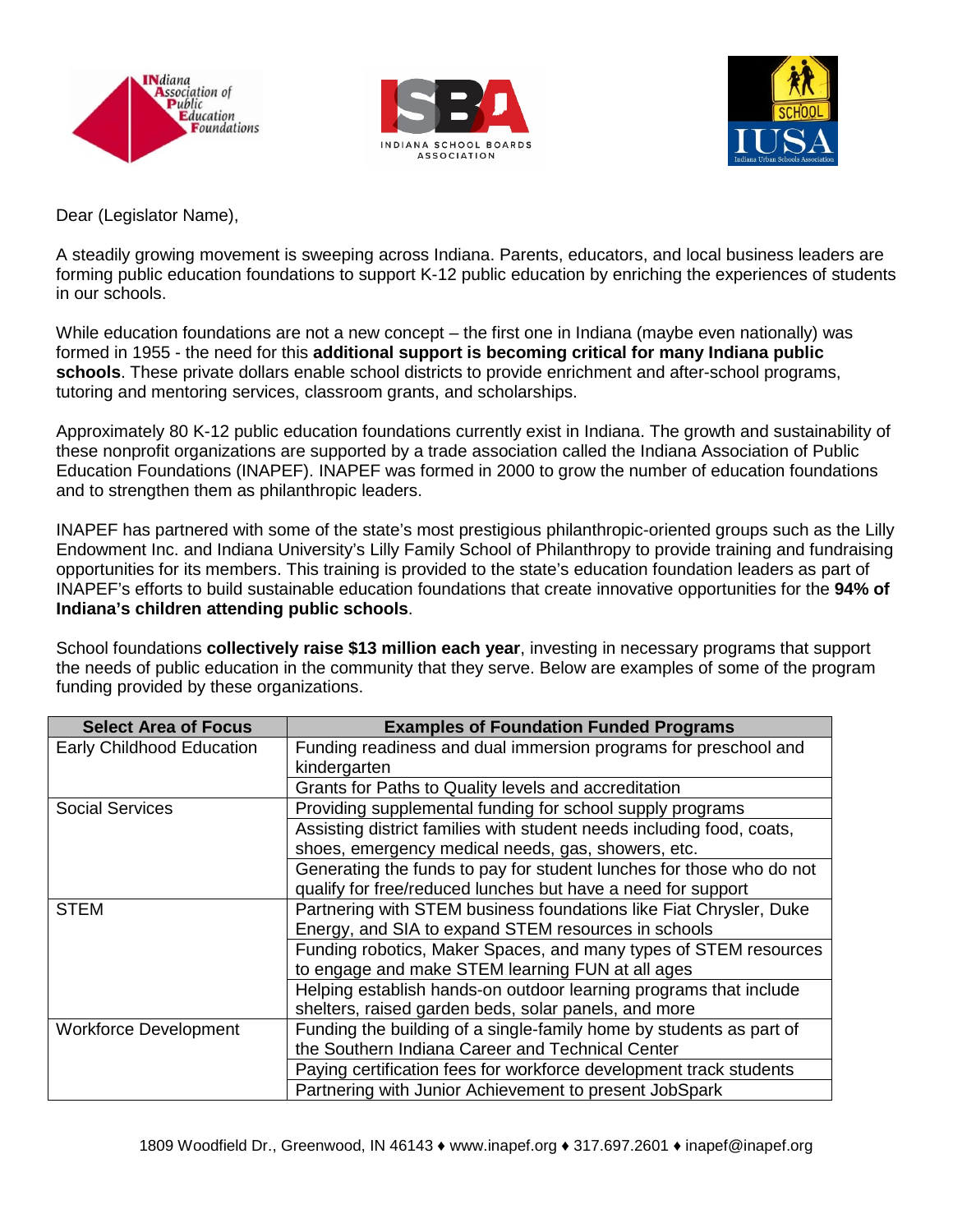Dear (Legislator Name),

A steadily growing movement is sweeping across Indiana. Parents, educators, and local business leaders are forming public education foundations to support K-12 public education by enriching the experiences of students in our schools.

While education foundations are not a new concept – the first one in Indiana (maybe even nationally) was formed in 1955 - the need for this **additional support is becoming critical for many Indiana public schools**. These private dollars enable school districts to provide enrichment and after-school programs, tutoring and mentoring services, classroom grants, and scholarships.

Approximately 80 K-12 public education foundations currently exist in Indiana. The growth and sustainability of these nonprofit organizations are supported by a trade association called the Indiana Association of Public Education Foundations (INAPEF). INAPEF was formed in 2000 to grow the number of education foundations and to strengthen them as philanthropic leaders.

INAPEF has partnered with some of the state's most prestigious philanthropic-oriented groups such as the Lilly Endowment Inc. and Indiana University's Lilly Family School of Philanthropy to provide training and fundraising opportunities for its members. This training is provided to the state's education foundation leaders as part of INAPEF's efforts to build sustainable education foundations that create innovative opportunities for the **94% of Indiana's children attending public schools**.

School foundations **collectively raise $13 million each year**, investing in necessary programs that support the needs of public education in the community that they serve. Below are examples of some of the program funding provided by these organizations.

| Select Area of Focus | Examples of Foundation Funded Programs |
|---|---|
| Early Childhood Education | Funding readiness and dual immersion programs for preschool and kindergarten |
| | Grants for Paths to Quality levels and accreditation |
| Social Services | Providing supplemental funding for school supply programs |
| | Assisting district families with student needs including food, coats, shoes, emergency medical needs, gas, showers, etc. |
| | Generating the funds to pay for student lunches for those who do not qualify for free/reduced lunches but have a need for support |
| STEM | Partnering with STEM business foundations like Fiat Chrysler, Duke Energy, and SIA to expand STEM resources in schools |
| | Funding robotics, Maker Spaces, and many types of STEM resources to engage and make STEM learning FUN at all ages |
| | Helping establish hands-on outdoor learning programs that include shelters, raised garden beds, solar panels, and more |
| Workforce Development | Funding the building of a single-family home by students as part of the Southern Indiana Career and Technical Center |
| | Paying certification fees for workforce development track students |
| | Partnering with Junior Achievement to present JobSpark |

1809 Woodfield Dr., Greenwood, IN 46143 ♦ www.inapef.org ♦ 317.697.2601 ♦ inapef@inapef.org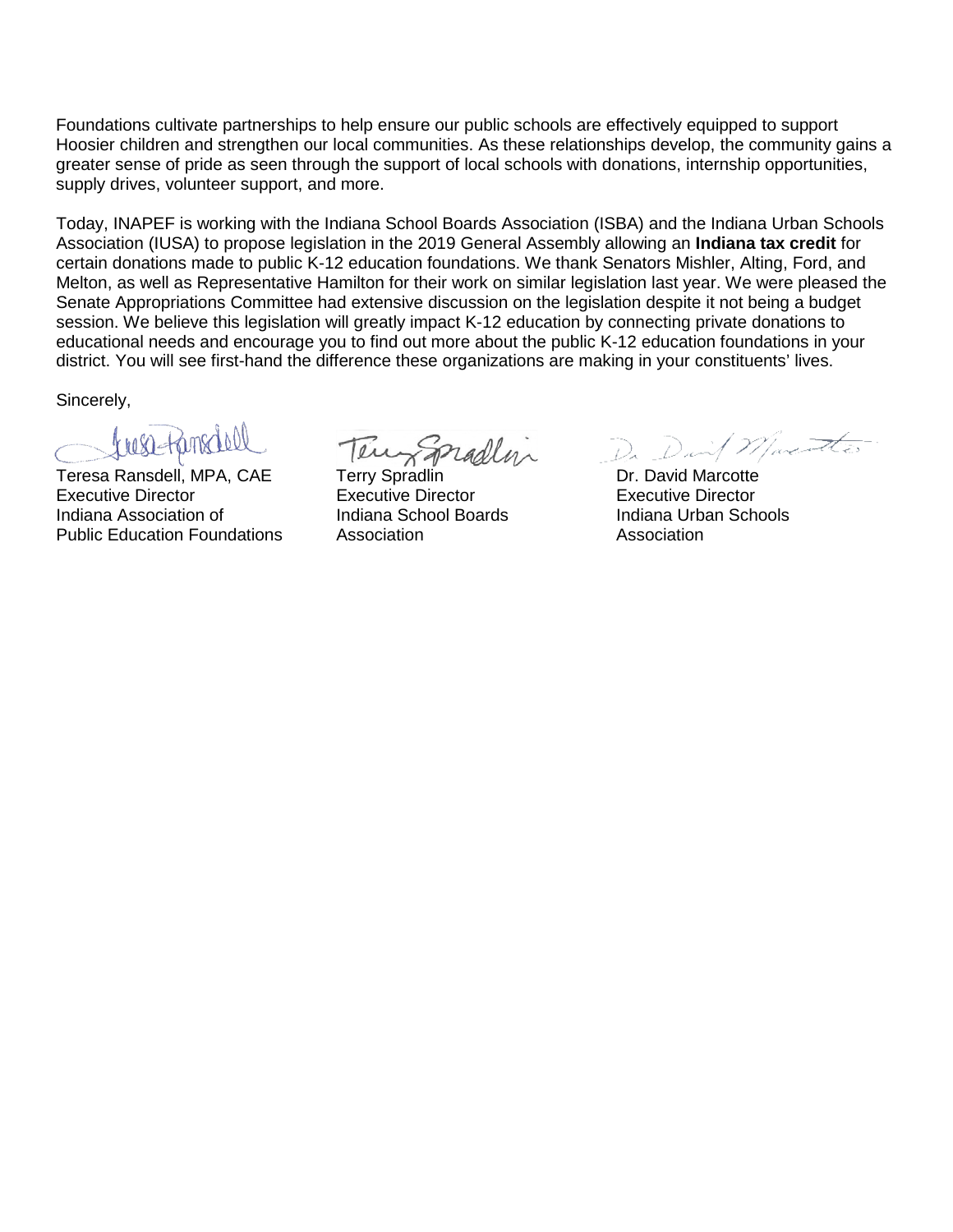Foundations cultivate partnerships to help ensure our public schools are effectively equipped to support Hoosier children and strengthen our local communities. As these relationships develop, the community gains a greater sense of pride as seen through the support of local schools with donations, internship opportunities, supply drives, volunteer support, and more.

Today, INAPEF is working with the Indiana School Boards Association (ISBA) and the Indiana Urban Schools Association (IUSA) to propose legislation in the 2019 General Assembly allowing an **Indiana tax credit** for certain donations made to public K-12 education foundations. We thank Senators Mishler, Alting, Ford, and Melton, as well as Representative Hamilton for their work on similar legislation last year. We were pleased the Senate Appropriations Committee had extensive discussion on the legislation despite it not being a budget session. We believe this legislation will greatly impact K-12 education by connecting private donations to educational needs and encourage you to find out more about the public K-12 education foundations in your district. You will see first-hand the difference these organizations are making in your constituents' lives.

Sincerely,

Teresa Ransdell, MPA, CAE
Executive Director
Indiana Association of
Public Education Foundations

Terry Spradlin
Executive Director
Indiana School Boards
Association

Dr. David Marcotte
Executive Director
Indiana Urban Schools
Association